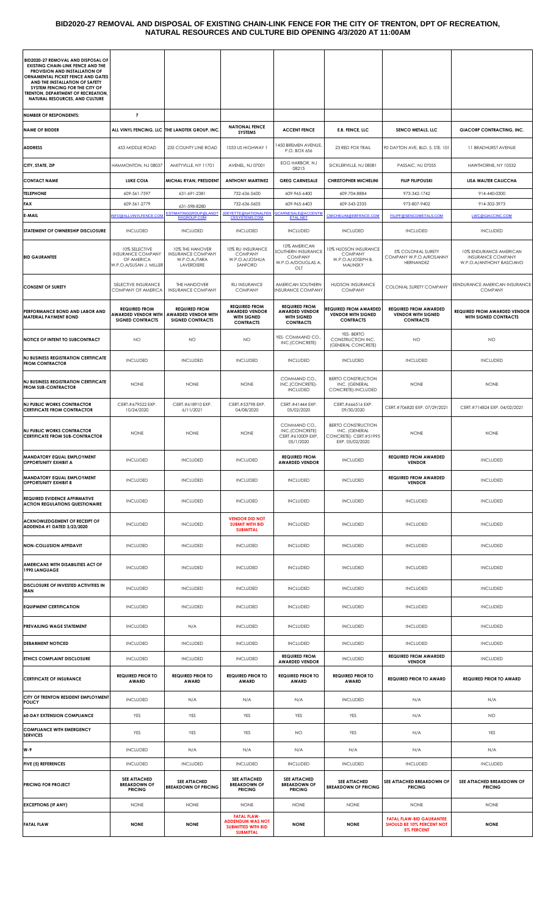# BID2020-27 REMOVAL AND DISPOSAL OF EXISTING CHAIN-LINK FENCE FOR THE CITY OF TRENTON, DPT OF RECREATION, NATURAL RESOURCES AND CULTURE BID OPENING 4/3/2020 AT 11:00AM

| BID2020-27 REMOVAL AND DISPOSAL OF EXISTING CHAIN-LINK FENCE AND THE PROVISION AND INSTALLATION OF ORNAMENTAL PICKET FENCE AND GATES AND THE INSTALLATION OF SAFETY SYSTEM FENCING FOR THE CITY OF TRENTON, DEPARTMENT OF RECREATION, NATURAL RESOURCES, AND CULTURE | | | | | | | |
|---|---|---|---|---|---|---|---|
| **NUMBER OF RESPONDENTS:** | **7** | | | | | | |
| **NAME OF BIDDER** | **ALL VINYL FENCING, LLC** | **THE LANDTEK GROUP, INC.** | **NATIONAL FENCE SYSTEMS** | **ACCENT FENCE** | **E.B. FENCE, LLC** | **SENCO METALS, LLC** | **GIACORP CONTRACTING, INC.** |
| **ADDRESS** | 453 MIDDLE ROAD | 235 COUNTY LINE ROAD | 1033 US HIGHWAY 1 | 1450 BREMEN AVENUE, P.O. BOX 656 | 23 RED FOX TRAIL | 90 DAYTON AVE, BLD. 5, STE. 101 | 11 BRADHURST AVENUE |
| **CITY, STATE, ZIP** | HAMMONTON, NJ 08037 | AMITYVILLE, NY 11701 | AVENEL, NJ 07001 | EGG HARBOR, NJ 08215 | SICKLERVILLE, NJ 08081 | PASSAIC, NJ 07055 | HAWTHORNE, NY 10532 |
| **CONTACT NAME** | **LUKE COIA** | **MICHAL RYAN, PRESIDENT** | **ANTHONY MARTINEZ** | **GREG CARNESALE** | **CHRISTOPHER MICHELINI** | **FILIP FILIPOUSKI** | **LISA WALTER CALICCHA** |
| **TELEPHONE** | 609-561-7597 | 631-691-2381 | 732-636-5600 | 609-965-6400 | 609-704-8884 | 973-342-1742 | 914-440-0300 |
| **FAX** | 609-561-2779 | 631-598-8280 | 732-636-5605 | 609-965-6403 | 609-543-2335 | 973-807-9402 | 914-302-3973 |
| **E-MAIL** | INFO@ALLVINYLFENCE.COM | ESTIMATINGGROUP@LANDTEKGROUP.COM | JDEYETTE@NATIONALFENCESYSTEMS.COM | GCARNESALE@ACCENTMETAL.NET | CMICHELINI@EBFENCE.COM | FILIPF@SENCOMETALS.COM | LWC@GIACCINC.COM |
| **STATEMENT OF OWNERSHIP DISCLOSURE** | INCLUDED | INCLUDED | INCLUDED | INCLUDED | INCLUDED | INCLUDED | INCLUDED |
| **BID GAURANTEE** | 10% SELECTIVE INSURANCE COMPANY OF AMERICA W.P.O.A/SUSAN J. MILLER | 10% THE HANOVER INSURANCE COMPANY W.P.O.A./TARA LAVERDIERE | 10% RLI INSURANCE COMPANY W.P.O.A/JOSHUA SANFORD | 10% AMERICAN SOUTHERN INSURANCE COMPANY W.P.O.A/DOUGLAS A. OLT | 10% HUDSON INSURANCE COMPANY W.P.O.A/JOSEPH B. MALINSKY | 5% COLONIAL SURETY COMPANY W.P.O.A/ROSANNY HERNANDEZ | 10% ENDURANCE AMERICAN INSURANCE COMPANY W.P.O.A/ANTHONY BASCIANO |
| **CONSENT OF SURETY** | SELECTIVE INSURANCE COMPANY OF AMERICA | THE HANOVER INSURANCE COMPANY | RLI INSURANCE COMPANY | AMERICAN SOUTHERN INSURANCE COMPANY | HUDSON INSURANCE COMPANY | COLONIAL SURETY COMPANY | EENDURANCE AMERICAN INSURANCE COMPANY |
| **PERFORMANCE BOND AND LABOR AND MATERIAL PAYMENT BOND** | **REQUIRED FROM AWARDED VENDOR WITH SIGNED CONTRACTS** | **REQUIRED FROM AWARDED VENDOR WITH SIGNED CONTRACTS** | **REQUIRED FROM AWARDED VENDOR WITH SIGNED CONTRACTS** | **REQUIRED FROM AWARDED VENDOR WITH SIGNED CONTRACTS** | **REQUIRED FROM AWARDED VENDOR WITH SIGNED CONTRACTS** | **REQUIRED FROM AWARDED VENDOR WITH SIGNED CONTRACTS** | **REQUIRED FROM AWARDED VENDOR WITH SIGNED CONTRACTS** |
| **NOTICE OF INTENT TO SUBCONTRACT** | NO | NO | NO | YES- COMMAND CO., INC.(CONCRETE) | YES- BERTO CONSTRUCTION INC. (GENERAL CONCRETE) | NO | NO |
| **NJ BUSINESS REGISTRATION CERTIFICATE FROM CONTRACTOR** | INCLUDED | INCLUDED | INCLUDED | INCLUDED | INCLUDED | INCLUDED | INCLUDED |
| **NJ BUSINESS REGISTRATION CERTIFICATE FROM SUB-CONTRACTOR** | NONE | NONE | NONE | COMMAND CO., INC.(CONCRETE)-INCLUDED | BERTO CONSTRUCTION INC. (GENERAL CONCRETE)-INCLUDED | NONE | NONE |
| **NJ PUBLIC WORKS CONTRACTOR CERTIFICATE FROM CONTRACTOR** | CERT.#679522 EXP. 10/24/2020 | CERT.#618910 EXP. 6/11/2021 | CERT.#53798 EXP. 04/08/2020 | CERT.#41444 EXP. 05/02/2020 | CERT.#666516 EXP. 09/30/2020 | CERT.#706820 EXP. 07/29/2021 | CERT.#714824 EXP. 04/02/2021 |
| **NJ PUBLIC WORKS CONTRACTOR CERTIFICATE FROM SUB-CONTRACTOR** | NONE | NONE | NONE | COMMAND CO., INC.(CONCRETE) CERT.#610009 EXP. 05/1/2020 | BERTO CONSTRUCTION INC. (GENERAL CONCRETE)- CERT.#51995 EXP. 05/02/2020 | NONE | NONE |
| **MANDATORY EQUAL EMPLOYMENT OPPORTUNITY EXHIBIT A** | INCLUDED | INCLUDED | INCLUDED | **REQUIRED FROM AWARDED VENDOR** | INCLUDED | **REQUIRED FROM AWARDED VENDOR** | INCLUDED |
| **MANDATORY EQUAL EMPLOYMENT OPPORTUNITY EXHIBIT B** | INCLUDED | INCLUDED | INCLUDED | INCLUDED | INCLUDED | **REQUIRED FROM AWARDED VENDOR** | INCLUDED |
| **REQUIRED EVIDENCE AFFIRMATIVE ACTION REGULATIONS QUESTIONAIRE** | INCLUDED | INCLUDED | INCLUDED | INCLUDED | INCLUDED | INCLUDED | INCLUDED |
| **ACKNOWLEDGEMENT OF RECEIPT OF ADDENDA #1 DATED 3/23/2020** | INCLUDED | INCLUDED | **VENDOR DID NOT SUBMIT WITH BID SUBMITTAL** | INCLUDED | INCLUDED | INCLUDED | INCLUDED |
| **NON-COLLUSION AFFIDAVIT** | INCLUDED | INCLUDED | INCLUDED | INCLUDED | INCLUDED | INCLUDED | INCLUDED |
| **AMERICANS WITH DISABILITIES ACT OF 1990 LANGUAGE** | INCLUDED | INCLUDED | INCLUDED | INCLUDED | INCLUDED | INCLUDED | INCLUDED |
| **DISCLOSURE OF INVESTED ACTIVITIES IN IRAN** | INCLUDED | INCLUDED | INCLUDED | INCLUDED | INCLUDED | INCLUDED | INCLUDED |
| **EQUIPMENT CERTIFICATION** | INCLUDED | INCLUDED | INCLUDED | INCLUDED | INCLUDED | INCLUDED | INCLUDED |
| **PREVAILING WAGE STATEMENT** | INCLUDED | N/A | INCLUDED | INCLUDED | INCLUDED | INCLUDED | INCLUDED |
| **DEBARMENT NOTICED** | INCLUDED | INCLUDED | INCLUDED | INCLUDED | INCLUDED | INCLUDED | INCLUDED |
| **ETHICS COMPLAINT DISCLOSURE** | INCLUDED | INCLUDED | INCLUDED | **REQUIRED FROM AWARDED VENDOR** | INCLUDED | **REQUIRED FROM AWARDED VENDOR** | INCLUDED |
| **CERTIFICATE OF INSURANCE** | **REQUIRED PRIOR TO AWARD** | **REQUIRED PRIOR TO AWARD** | **REQUIRED PRIOR TO AWARD** | **REQUIRED PRIOR TO AWARD** | **REQUIRED PRIOR TO AWARD** | **REQUIRED PRIOR TO AWARD** | **REQUIRED PRIOR TO AWARD** |
| **CITY OF TRENTON RESIDENT EMPLOYMENT POLICY** | INCLUDED | N/A | N/A | N/A | INCLUDED | N/A | N/A |
| **60-DAY EXTENSION COMPLIANCE** | YES | YES | YES | YES | YES | N/A | NO |
| **COMPLIANCE WITH EMERGENCY SERVICES** | YES | YES | YES | NO | YES | N/A | YES |
| **W-9** | INCLUDED | N/A | N/A | N/A | N/A | N/A | N/A |
| **FIVE (5) REFERENCES** | INCLUDED | INCLUDED | INCLUDED | INCLUDED | INCLUDED | INCLUDED | INCLUDED |
| **PRICING FOR PROJECT** | **SEE ATTACHED BREAKDOWN OF PRICING** | **SEE ATTACHED BREAKDOWN OF PRICING** | **SEE ATTACHED BREAKDOWN OF PRICING** | **SEE ATTACHED BREAKDOWN OF PRICING** | **SEE ATTACHED BREAKDOWN OF PRICING** | **SEE ATTACHED BREAKDOWN OF PRICING** | **SEE ATTACHED BREAKDOWN OF PRICING** |
| **EXCEPTIONS (IF ANY)** | NONE | NONE | NONE | NONE | NONE | NONE | NONE |
| **FATAL FLAW** | **NONE** | **NONE** | **FATAL FLAW-ADDENDUM WAS NOT SUBMITTED WITH BID SUBMITTAL** | **NONE** | **NONE** | **FATAL FLAW-BID GAURANTEE SHOULD BE 10% PERCENT NOT 5% PERCENT** | **NONE** |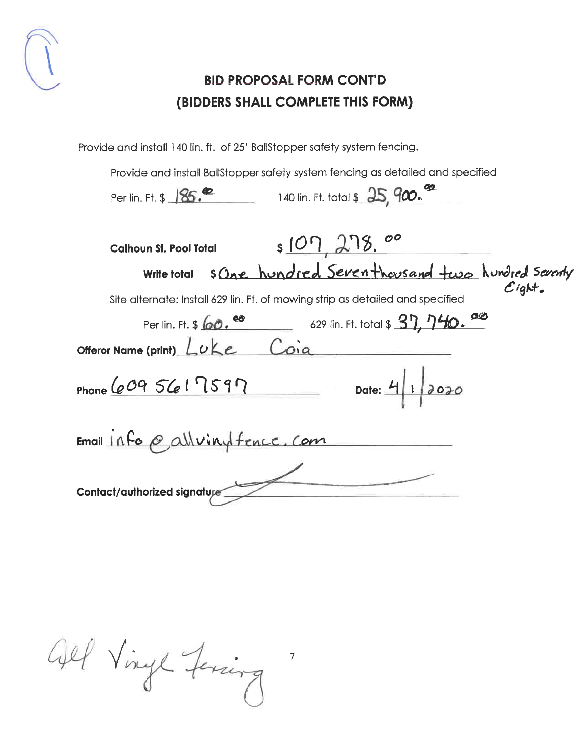## BID PROPOSAL FORM CONT'D
## (BIDDERS SHALL COMPLETE THIS FORM)

Provide and install 140 lin. ft. of 25' BallStopper safety system fencing.

Provide and install BallStopper safety system fencing as detailed and specified

Per lin. Ft. $ 185.00 140 lin. Ft. total $ 25,900.00

**Calhoun St. Pool Total** $ 107,278.00

**Write total** $ One hundred Seven thousand two hundred Seventy Eight.

Site alternate: Install 629 lin. Ft. of mowing strip as detailed and specified

Per lin. Ft. $ 60.00 629 lin. Ft. total $ 37,740.00

**Offeror Name (print)** Luke Coia

**Phone** 609 561 7597 **Date:** 4/1/2020

**Email** info@allvinylfence.com

**Contact/authorized signature** [signature]

All Vinyl Fencing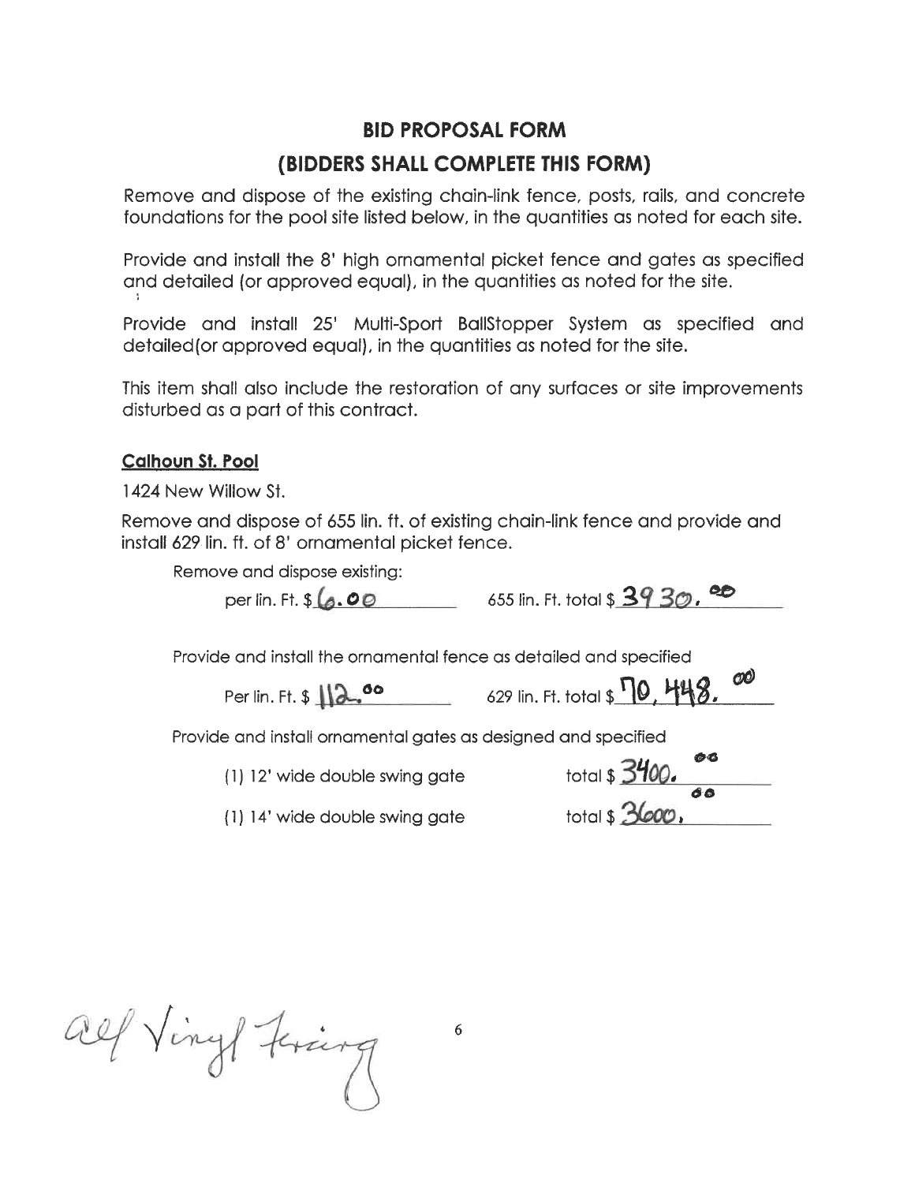# BID PROPOSAL FORM

## (BIDDERS SHALL COMPLETE THIS FORM)

Remove and dispose of the existing chain-link fence, posts, rails, and concrete foundations for the pool site listed below, in the quantities as noted for each site.

Provide and install the 8' high ornamental picket fence and gates as specified and detailed (or approved equal), in the quantities as noted for the site.

Provide and install 25' Multi-Sport BallStopper System as specified and detailed(or approved equal), in the quantities as noted for the site.

This item shall also include the restoration of any surfaces or site improvements disturbed as a part of this contract.

**Calhoun St. Pool**

1424 New Willow St.

Remove and dispose of 655 lin. ft. of existing chain-link fence and provide and install 629 lin. ft. of 8' ornamental picket fence.

Remove and dispose existing:

per lin. Ft. $ 6.00 655 lin. Ft. total $ 3930.00

Provide and install the ornamental fence as detailed and specified

Per lin. Ft. $ 112.00 629 lin. Ft. total $ 70,448.00

Provide and install ornamental gates as designed and specified

(1) 12' wide double swing gate total $ 3400.00

(1) 14' wide double swing gate total $ 3600.00

All Vinyl Fencing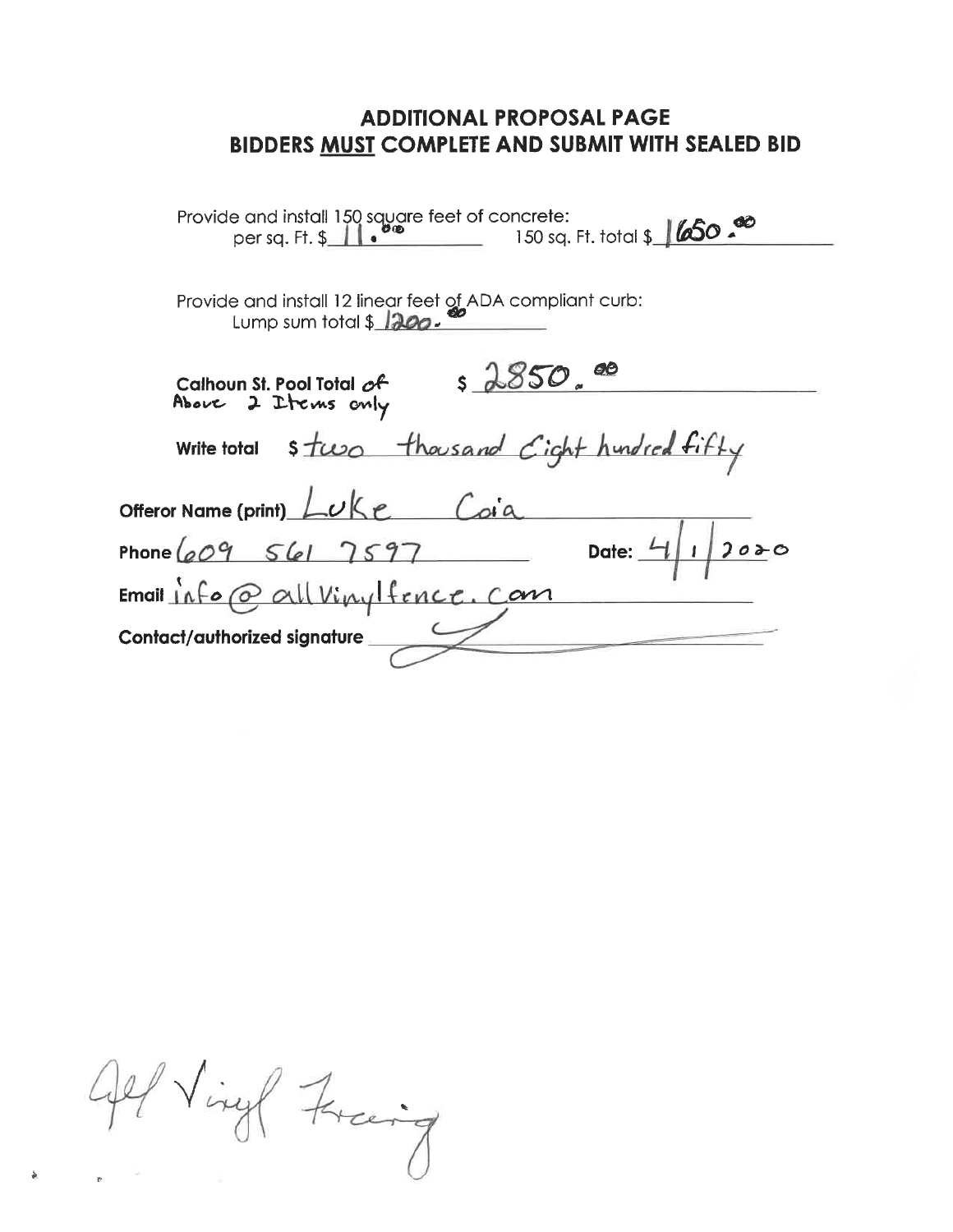## ADDITIONAL PROPOSAL PAGE
## BIDDERS MUST COMPLETE AND SUBMIT WITH SEALED BID

Provide and install 150 square feet of concrete:
per sq. Ft. $ 11.00 150 sq. Ft. total $ 1650.00

Provide and install 12 linear feet of ADA compliant curb:
Lump sum total $ 1200.00

**Calhoun St. Pool Total** of Above 2 Items only $ 2850.00

**Write total** $ two thousand Eight hundred fifty

**Offeror Name (print)** Luke Coia

**Phone** 609 561 7597 **Date:** 4/1/2020

**Email** info@allVinylfence.com

**Contact/authorized signature** [signature]

All Vinyl Fencing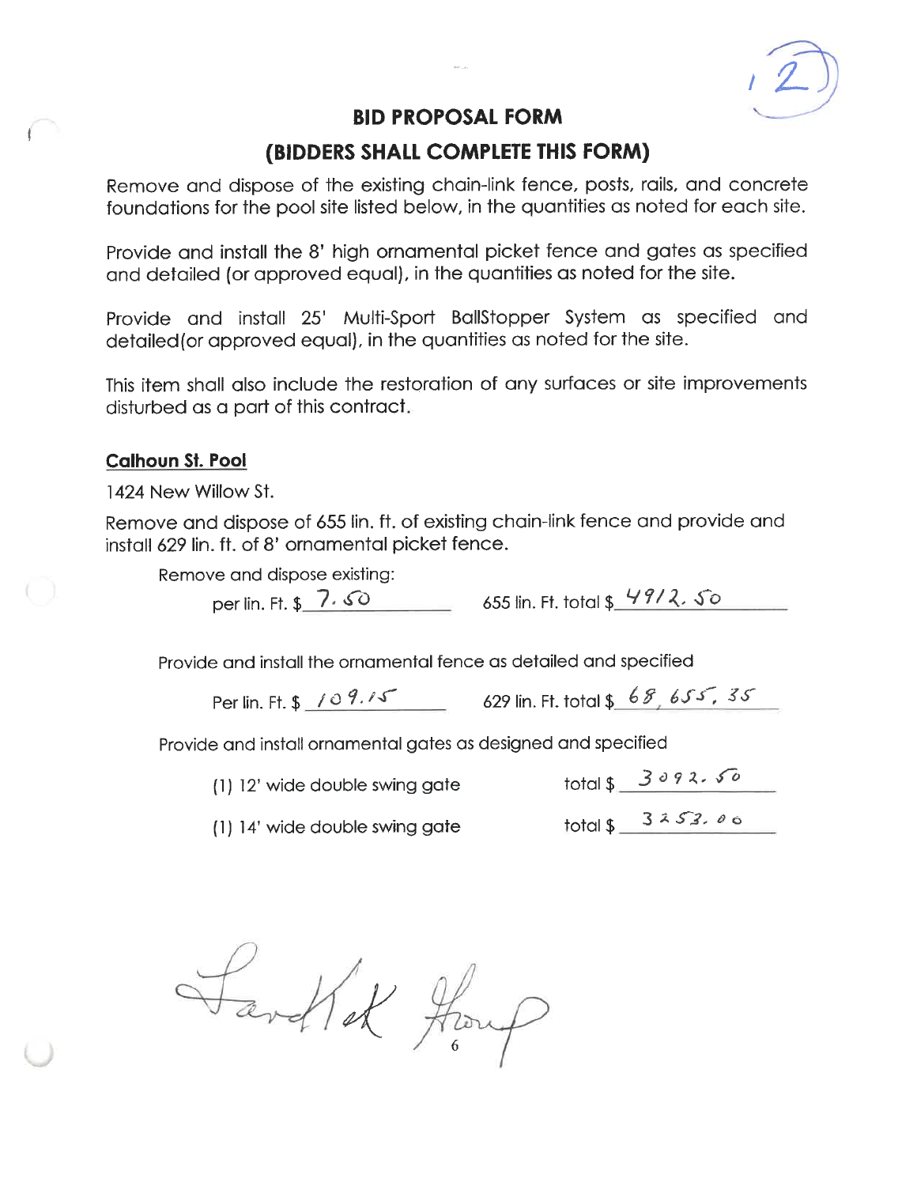# BID PROPOSAL FORM

## (BIDDERS SHALL COMPLETE THIS FORM)

Remove and dispose of the existing chain-link fence, posts, rails, and concrete foundations for the pool site listed below, in the quantities as noted for each site.

Provide and install the 8' high ornamental picket fence and gates as specified and detailed (or approved equal), in the quantities as noted for the site.

Provide and install 25' Multi-Sport BallStopper System as specified and detailed(or approved equal), in the quantities as noted for the site.

This item shall also include the restoration of any surfaces or site improvements disturbed as a part of this contract.

**Calhoun St. Pool**

1424 New Willow St.

Remove and dispose of 655 lin. ft. of existing chain-link fence and provide and install 629 lin. ft. of 8' ornamental picket fence.

Remove and dispose existing:

per lin. Ft. $ 7.50 655 lin. Ft. total $ 4912.50

Provide and install the ornamental fence as detailed and specified

Per lin. Ft. $ 109.15 629 lin. Ft. total $ 68,655.35

Provide and install ornamental gates as designed and specified

(1) 12' wide double swing gate total $ 3092.50

(1) 14' wide double swing gate total $ 3253.00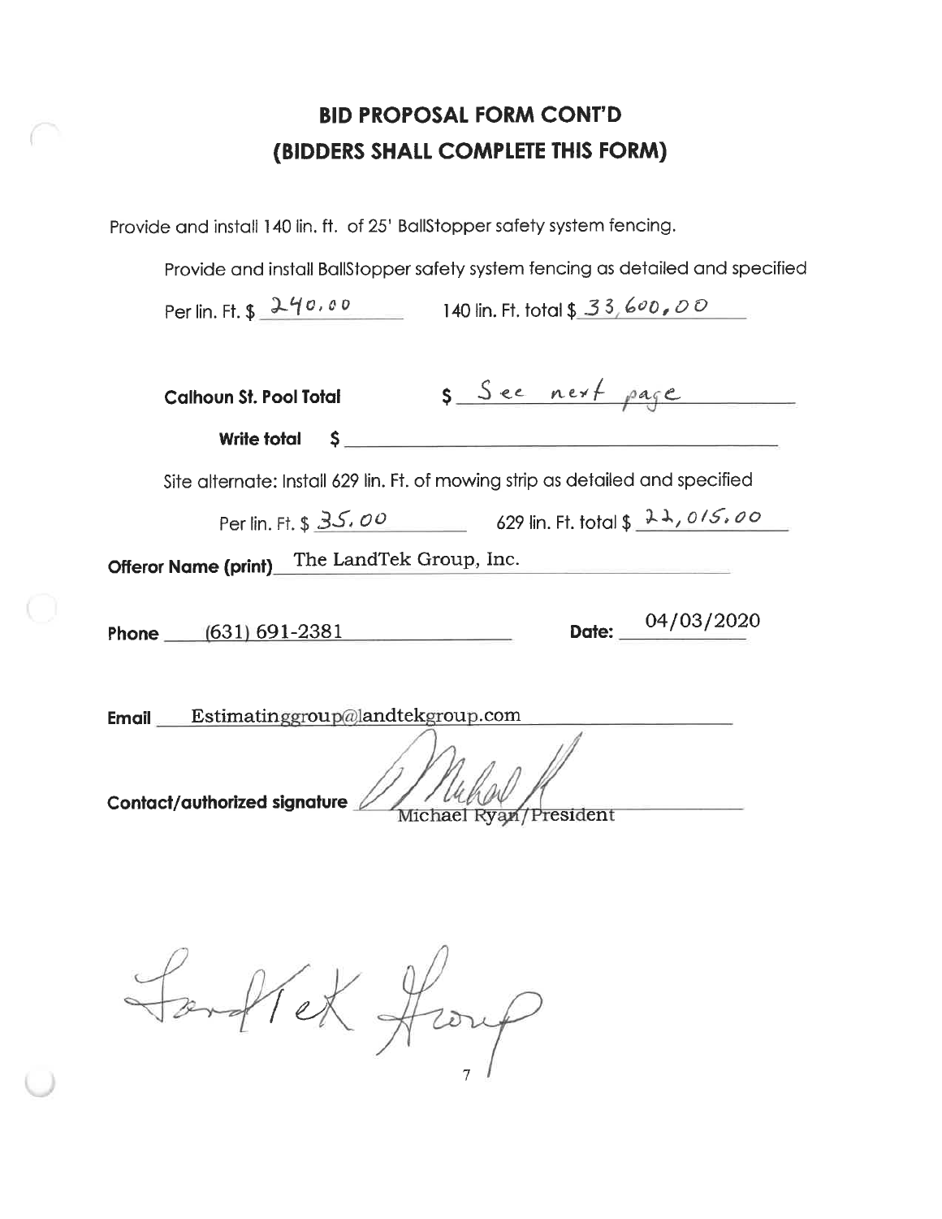## BID PROPOSAL FORM CONT'D
## (BIDDERS SHALL COMPLETE THIS FORM)

Provide and install 140 lin. ft. of 25' BallStopper safety system fencing.

Provide and install BallStopper safety system fencing as detailed and specified

Per lin. Ft. $ 240.00 140 lin. Ft. total $ 33,600.00

**Calhoun St. Pool Total** $ See next page

**Write total** $ ____________________

Site alternate: Install 629 lin. Ft. of mowing strip as detailed and specified

Per lin. Ft. $ 35.00 629 lin. Ft. total $ 22,015.00

**Offeror Name (print)** The LandTek Group, Inc.

**Phone** (631) 691-2381 **Date:** 04/03/2020

**Email** Estimatinggroup@landtekgroup.com

**Contact/authorized signature** [signature] Michael Ryan/President

LandTek Group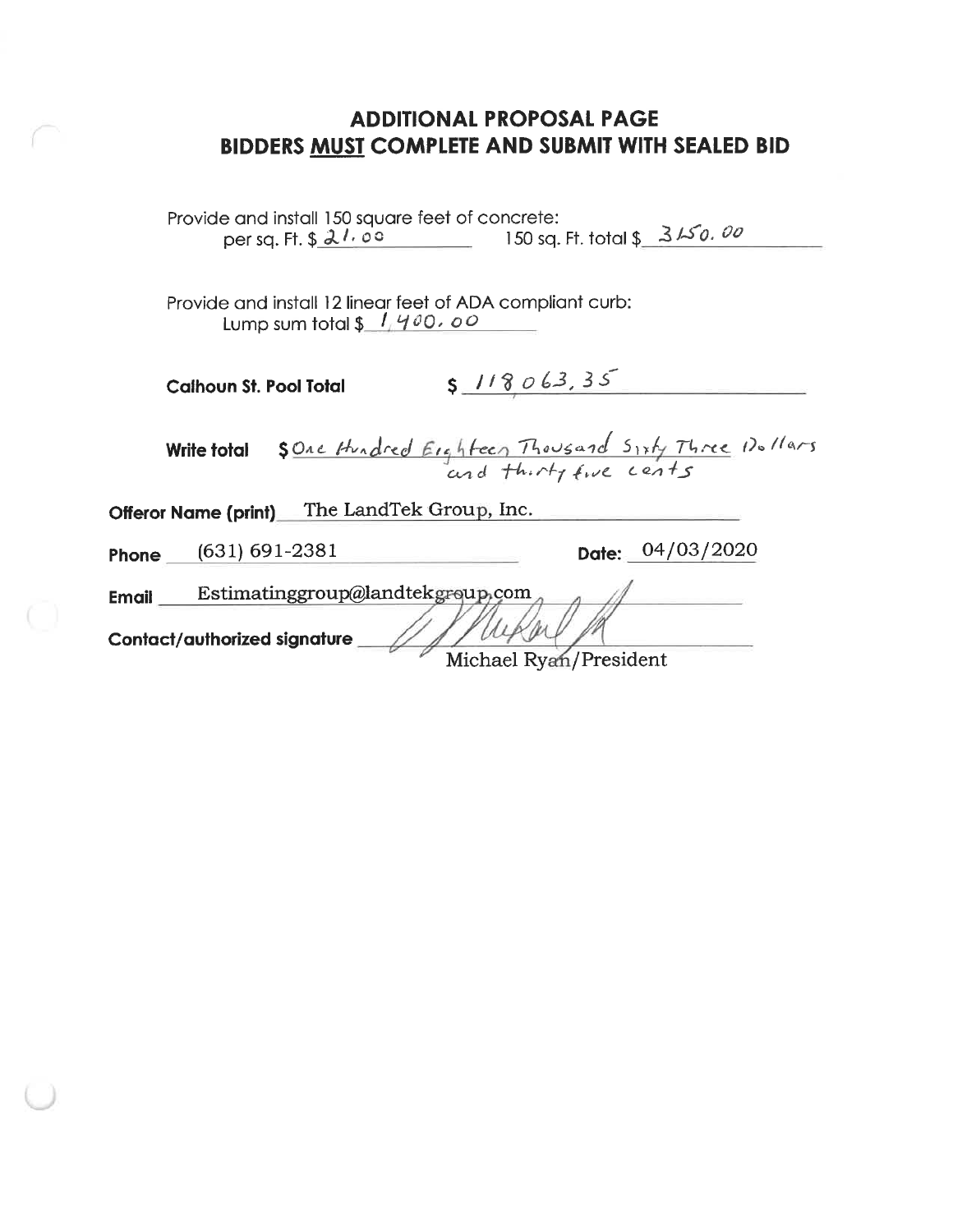## ADDITIONAL PROPOSAL PAGE
## BIDDERS **MUST** COMPLETE AND SUBMIT WITH SEALED BID

Provide and install 150 square feet of concrete:
per sq. Ft. $ 21.00 150 sq. Ft. total $ 3150.00

Provide and install 12 linear feet of ADA compliant curb:
Lump sum total $ 1,400.00

**Calhoun St. Pool Total** $ 118063.35

**Write total** $ One Hundred Eighteen Thousand Sixty Three Dollars and thirty five cents

**Offeror Name (print)** The LandTek Group, Inc.

**Phone** (631) 691-2381 **Date:** 04/03/2020

**Email** Estimatinggroup@landtekgroup.com

**Contact/authorized signature** [signature]
Michael Ryan/President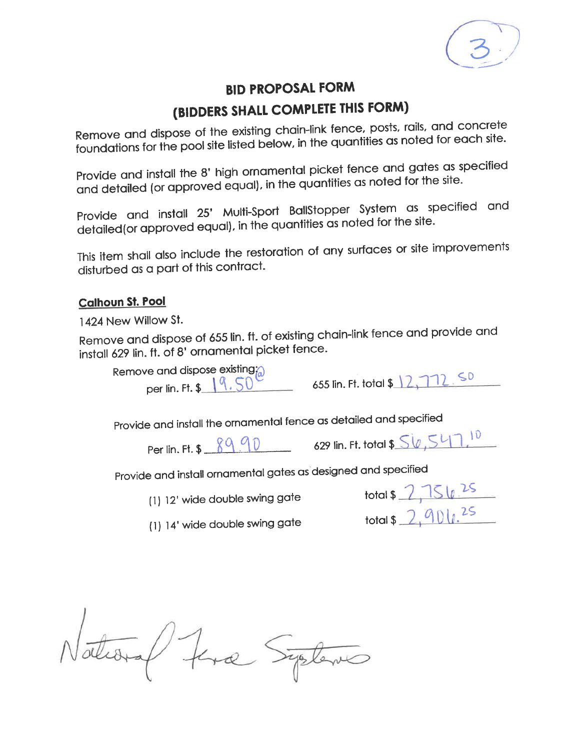(3)

# BID PROPOSAL FORM

## (BIDDERS SHALL COMPLETE THIS FORM)

Remove and dispose of the existing chain-link fence, posts, rails, and concrete foundations for the pool site listed below, in the quantities as noted for each site.

Provide and install the 8' high ornamental picket fence and gates as specified and detailed (or approved equal), in the quantities as noted for the site.

Provide and install 25' Multi-Sport BallStopper System as specified and detailed(or approved equal), in the quantities as noted for the site.

This item shall also include the restoration of any surfaces or site improvements disturbed as a part of this contract.

**Calhoun St. Pool**

1424 New Willow St.

Remove and dispose of 655 lin. ft. of existing chain-link fence and provide and install 629 lin. ft. of 8' ornamental picket fence.

Remove and dispose existing:@
per lin. Ft. $ 19.50@ — 655 lin. Ft. total $ 12,772.50

Provide and install the ornamental fence as detailed and specified
Per lin. Ft. $ 89.90 — 629 lin. Ft. total $ 56,547.10

Provide and install ornamental gates as designed and specified

(1) 12' wide double swing gate — total $ 2,756.25

(1) 14' wide double swing gate — total $ 2,906.25

National Fence Systems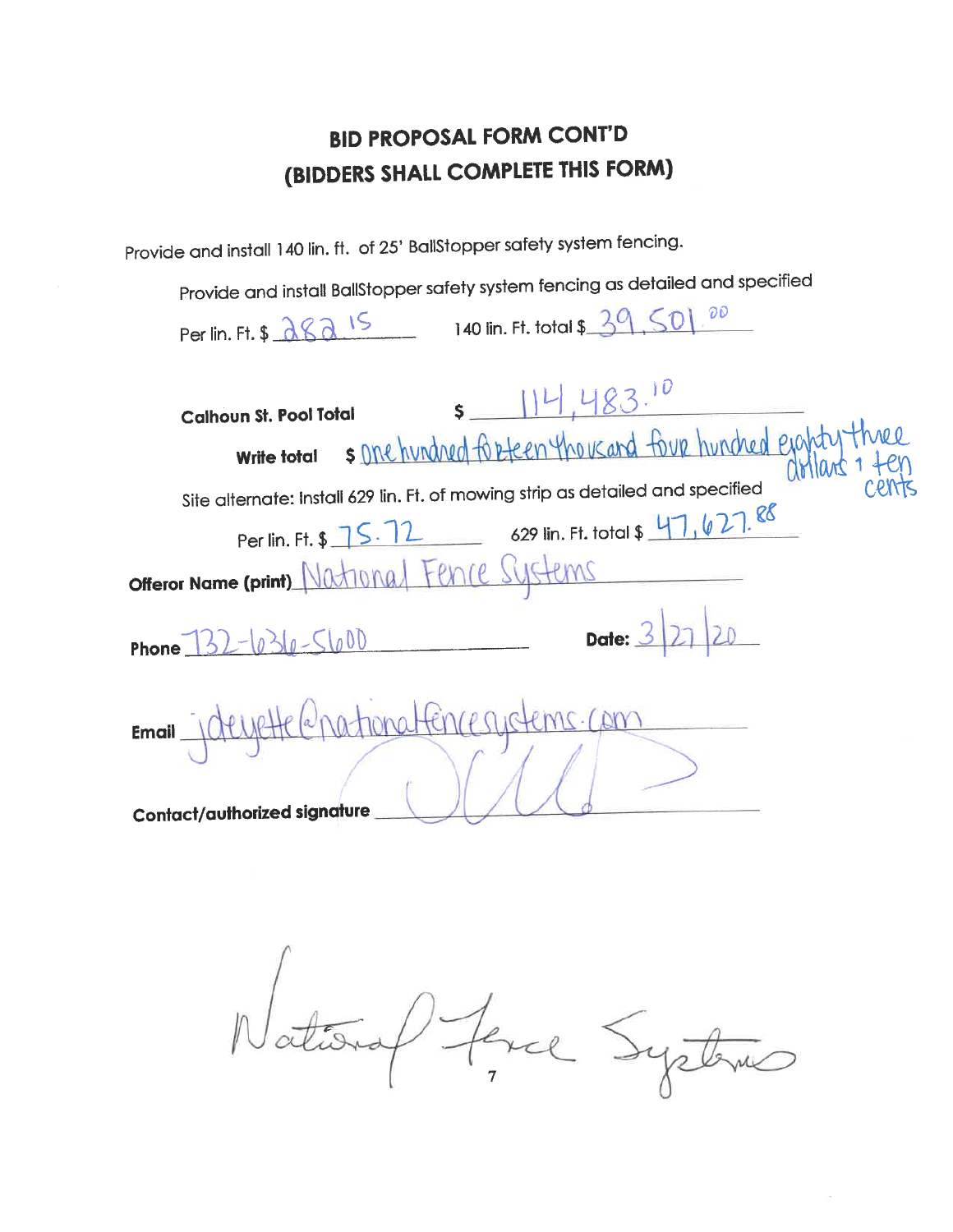## BID PROPOSAL FORM CONT'D
## (BIDDERS SHALL COMPLETE THIS FORM)

Provide and install 140 lin. ft. of 25' BallStopper safety system fencing.

Provide and install BallStopper safety system fencing as detailed and specified

Per lin. Ft. $ 282.15 140 lin. Ft. total $ 39,501.00

**Calhoun St. Pool Total** $ 114,483.10

**Write total** $ one hundred forteen thousand four hundred eighty three dollars + ten cents

Site alternate: Install 629 lin. Ft. of mowing strip as detailed and specified

Per lin. Ft. $ 75.72 629 lin. Ft. total $ 47,627.88

**Offeror Name (print)** National Fence Systems

**Phone** 732-636-5600 **Date:** 3/27/20

**Email** jdeyette@nationalfencesystems.com

**Contact/authorized signature** [signature]

National Fence Systems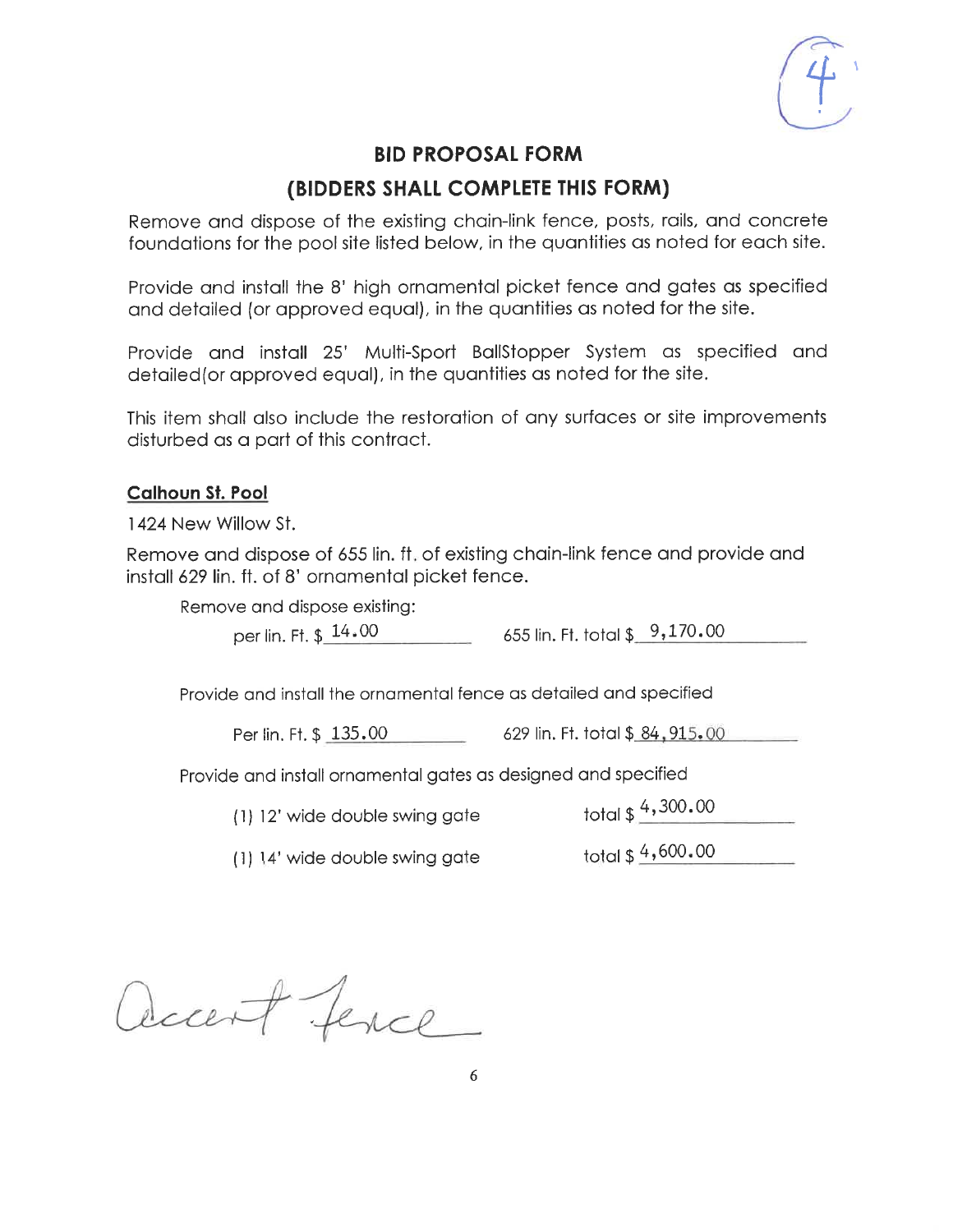(4)

## BID PROPOSAL FORM

## (BIDDERS SHALL COMPLETE THIS FORM)

Remove and dispose of the existing chain-link fence, posts, rails, and concrete foundations for the pool site listed below, in the quantities as noted for each site.

Provide and install the 8' high ornamental picket fence and gates as specified and detailed (or approved equal), in the quantities as noted for the site.

Provide and install 25' Multi-Sport BallStopper System as specified and detailed(or approved equal), in the quantities as noted for the site.

This item shall also include the restoration of any surfaces or site improvements disturbed as a part of this contract.

**Calhoun St. Pool**

1424 New Willow St.

Remove and dispose of 655 lin. ft. of existing chain-link fence and provide and install 629 lin. ft. of 8' ornamental picket fence.

Remove and dispose existing:

per lin. Ft. $ 14.00 655 lin. Ft. total $ 9,170.00

Provide and install the ornamental fence as detailed and specified

Per lin. Ft. $ 135.00 629 lin. Ft. total $ 84,915.00

Provide and install ornamental gates as designed and specified

(1) 12' wide double swing gate total $ 4,300.00

(1) 14' wide double swing gate total $ 4,600.00

Accent Fence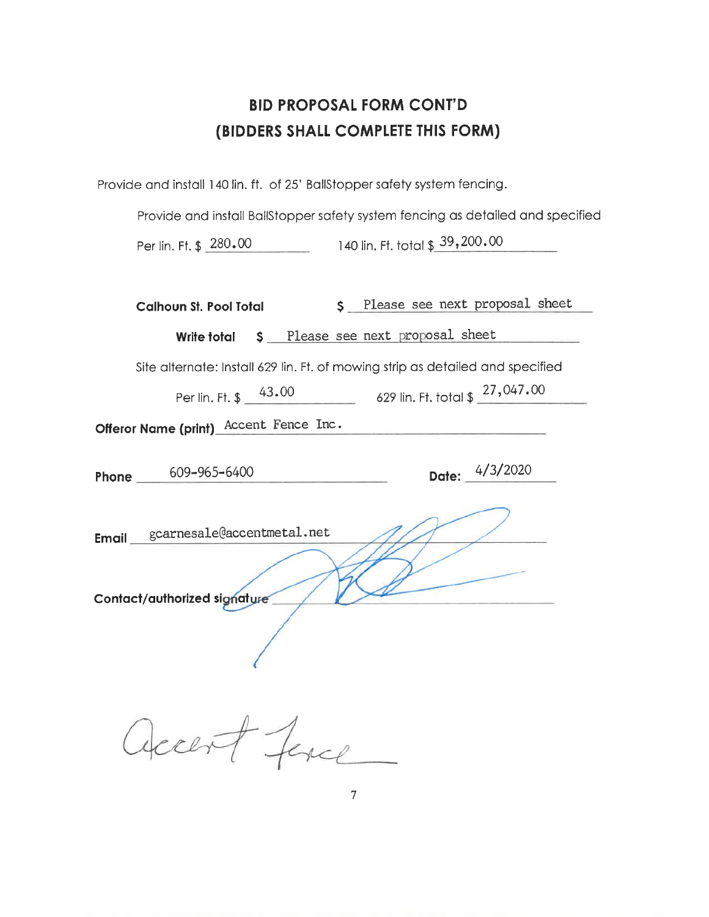## BID PROPOSAL FORM CONT'D
## (BIDDERS SHALL COMPLETE THIS FORM)

Provide and install 140 lin. ft. of 25' BallStopper safety system fencing.

Provide and install BallStopper safety system fencing as detailed and specified

Per lin. Ft. $ 280.00 140 lin. Ft. total $ 39,200.00

**Calhoun St. Pool Total** $ Please see next proposal sheet

**Write total** $ Please see next proposal sheet

Site alternate: Install 629 lin. Ft. of mowing strip as detailed and specified

Per lin. Ft. $ 43.00 629 lin. Ft. total $ 27,047.00

**Offeror Name (print)** Accent Fence Inc.

**Phone** 609-965-6400 **Date:** 4/3/2020

**Email** gcarnesale@accentmetal.net

**Contact/authorized signature** [signature]

Accent Fence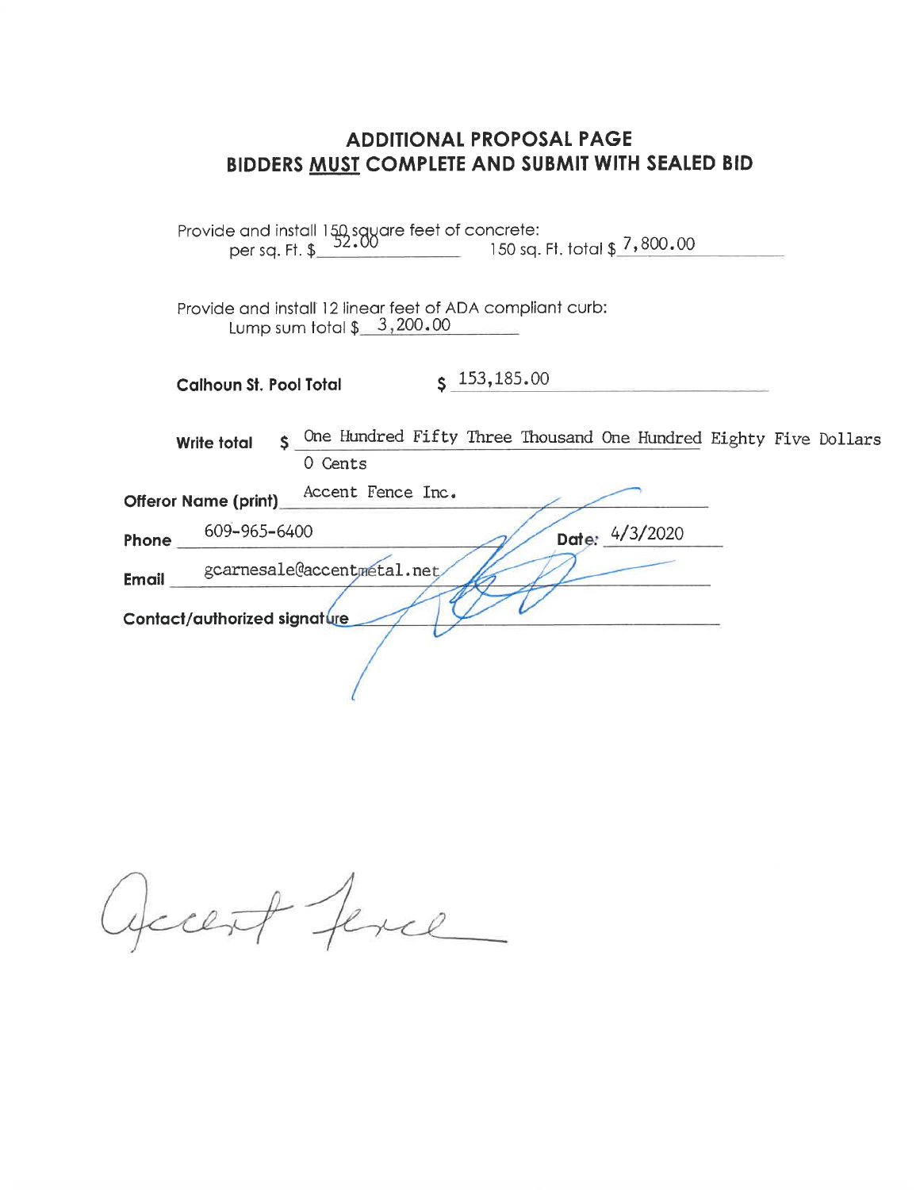## ADDITIONAL PROPOSAL PAGE
## BIDDERS MUST COMPLETE AND SUBMIT WITH SEALED BID

Provide and install 150 square feet of concrete:
per sq. Ft. $ 52.00 150 sq. Ft. total $ 7,800.00

Provide and install 12 linear feet of ADA compliant curb:
Lump sum total $ 3,200.00

**Calhoun St. Pool Total** $ 153,185.00

**Write total** $ One Hundred Fifty Three Thousand One Hundred Eighty Five Dollars 0 Cents

**Offeror Name (print)** Accent Fence Inc.

**Phone** 609-965-6400 **Date:** 4/3/2020

**Email** gcarnesale@accentmetal.net

**Contact/authorized signature** [signature]

Accent Fence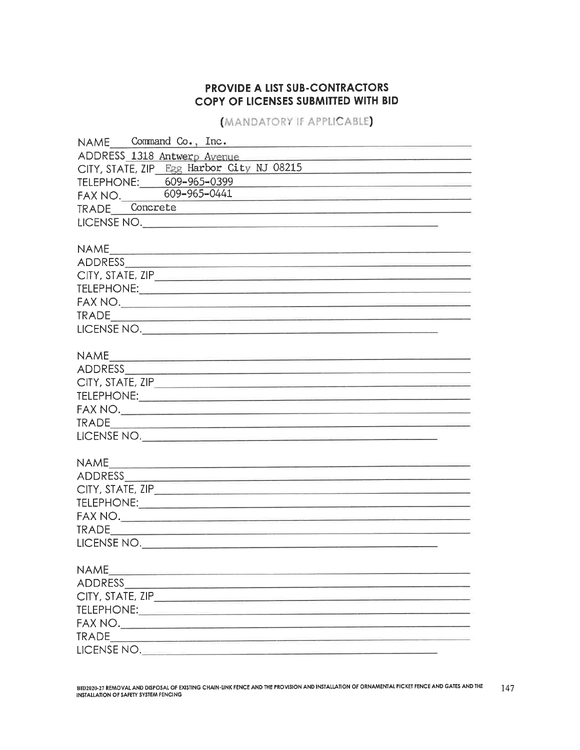## PROVIDE A LIST SUB-CONTRACTORS
## COPY OF LICENSES SUBMITTED WITH BID

**(MANDATORY IF APPLICABLE)**

NAME Command Co., Inc.
ADDRESS 1318 Antwerp Avenue
CITY, STATE, ZIP Egg Harbor City NJ 08215
TELEPHONE: 609-965-0399
FAX NO. 609-965-0441
TRADE Concrete
LICENSE NO.

NAME
ADDRESS
CITY, STATE, ZIP
TELEPHONE:
FAX NO.
TRADE
LICENSE NO.

NAME
ADDRESS
CITY, STATE, ZIP
TELEPHONE:
FAX NO.
TRADE
LICENSE NO.

NAME
ADDRESS
CITY, STATE, ZIP
TELEPHONE:
FAX NO.
TRADE
LICENSE NO.

NAME
ADDRESS
CITY, STATE, ZIP
TELEPHONE:
FAX NO.
TRADE
LICENSE NO.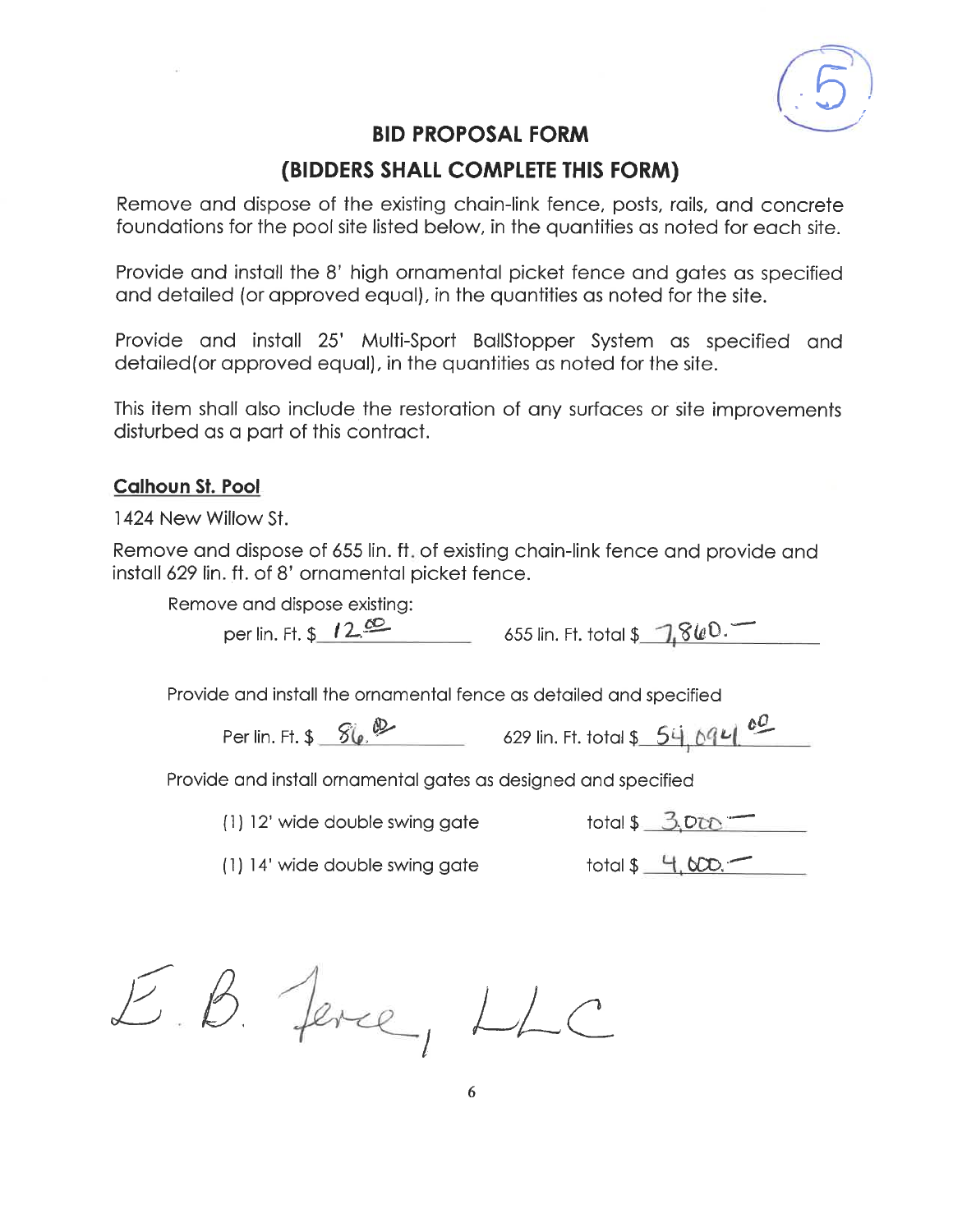(5)

# BID PROPOSAL FORM

## (BIDDERS SHALL COMPLETE THIS FORM)

Remove and dispose of the existing chain-link fence, posts, rails, and concrete foundations for the pool site listed below, in the quantities as noted for each site.

Provide and install the 8' high ornamental picket fence and gates as specified and detailed (or approved equal), in the quantities as noted for the site.

Provide and install 25' Multi-Sport BallStopper System as specified and detailed(or approved equal), in the quantities as noted for the site.

This item shall also include the restoration of any surfaces or site improvements disturbed as a part of this contract.

**Calhoun St. Pool**

1424 New Willow St.

Remove and dispose of 655 lin. ft. of existing chain-link fence and provide and install 629 lin. ft. of 8' ornamental picket fence.

Remove and dispose existing:

per lin. Ft. $ 12.00 655 lin. Ft. total $ 7,860.—

Provide and install the ornamental fence as detailed and specified

Per lin. Ft. $ 86.00 629 lin. Ft. total $ 54,094.00

Provide and install ornamental gates as designed and specified

(1) 12' wide double swing gate total $ 3,000.—

(1) 14' wide double swing gate total $ 4,000.—

E.B. Fence, LLC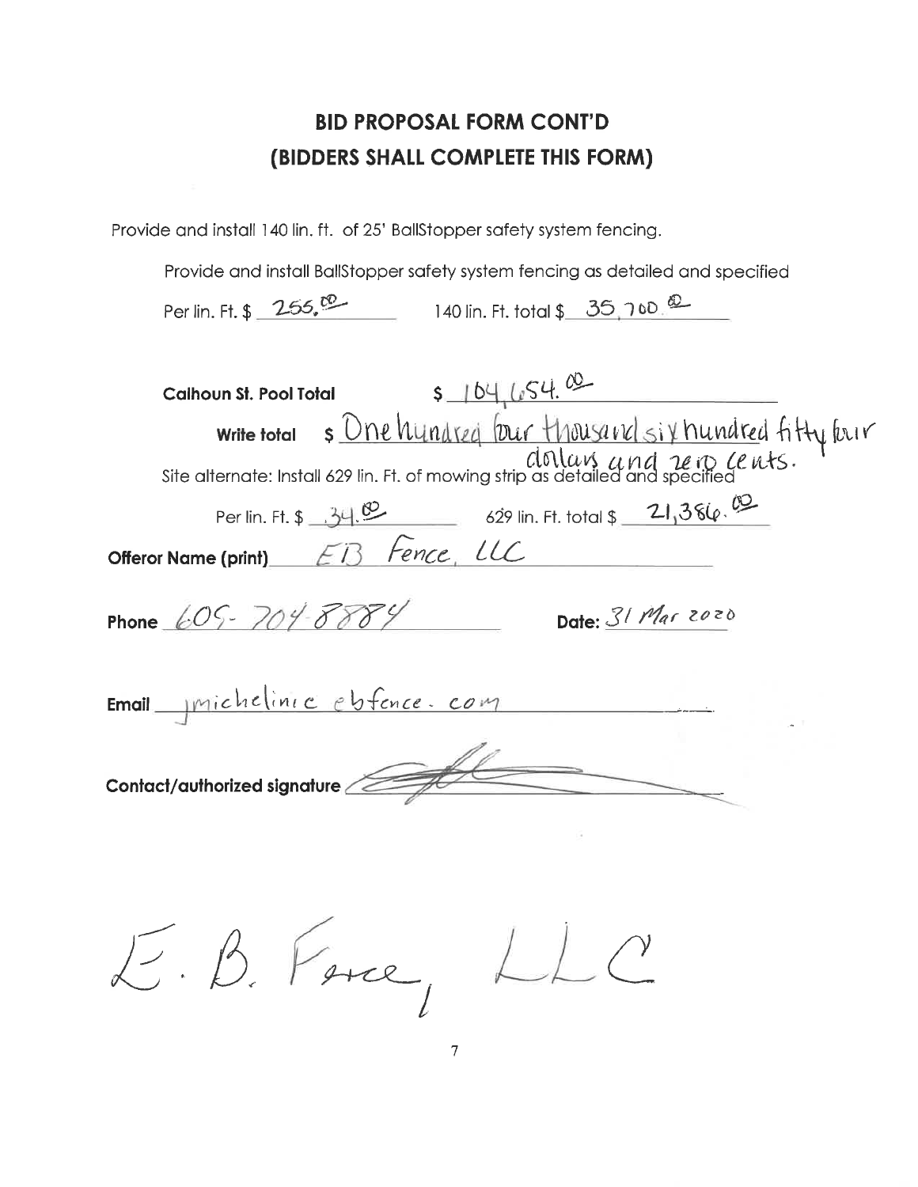## BID PROPOSAL FORM CONT'D
## (BIDDERS SHALL COMPLETE THIS FORM)

Provide and install 140 lin. ft. of 25' BallStopper safety system fencing.

Provide and install BallStopper safety system fencing as detailed and specified

Per lin. Ft. $ 255.00 140 lin. Ft. total $ 35,700.00

**Calhoun St. Pool Total** $ 104,654.00

**Write total** $ One hundred four thousand six hundred fifty four dollars and zero cents.

Site alternate: Install 629 lin. Ft. of mowing strip as detailed and specified

Per lin. Ft. $ 34.00 629 lin. Ft. total $ 21,386.00

**Offeror Name (print)** EB Fence, LLC

**Phone** 605-704-8884 **Date:** 31 Mar 2020

**Email** jmichelini@ebfence.com

**Contact/authorized signature** [signature]

E. B. Fence, LLC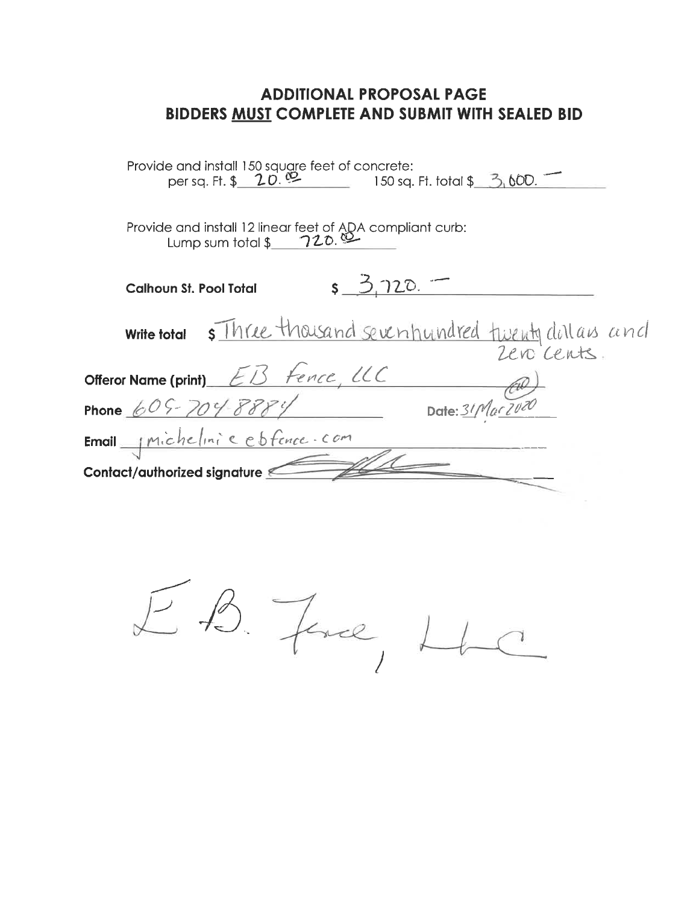## ADDITIONAL PROPOSAL PAGE

## BIDDERS **MUST** COMPLETE AND SUBMIT WITH SEALED BID

Provide and install 150 square feet of concrete:
per sq. Ft. $ 20.00 150 sq. Ft. total $ 3,600.—

Provide and install 12 linear feet of ADA compliant curb:
Lump sum total $ 720.00

**Calhoun St. Pool Total** $ 3,720.—

**Write total** $ Three thousand sevenhundred twenty dollars and zero cents.

**Offeror Name (print)** EB Fence, LLC

**Phone** 609-704-8884 **Date:** 31/Mar 2020

**Email** jmichelini@ebfence.com

**Contact/authorized signature** [signature]

E.B. Fence, LLC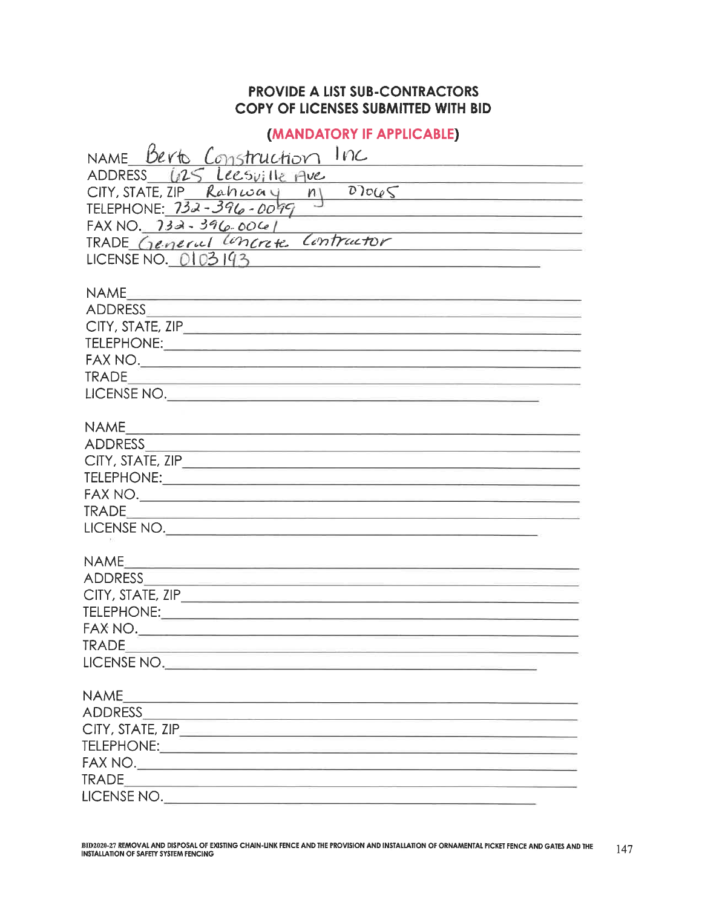**PROVIDE A LIST SUB-CONTRACTORS**
**COPY OF LICENSES SUBMITTED WITH BID**

**(MANDATORY IF APPLICABLE)**

NAME Berto Construction Inc
ADDRESS 625 Leesville Ave
CITY, STATE, ZIP Rahway nj 07065
TELEPHONE: 732-396-0099
FAX NO. 732-396-0061
TRADE General Concrete Contractor
LICENSE NO. 0103193

NAME ____________________
ADDRESS ____________________
CITY, STATE, ZIP ____________________
TELEPHONE: ____________________
FAX NO. ____________________
TRADE ____________________
LICENSE NO. ____________________

NAME ____________________
ADDRESS ____________________
CITY, STATE, ZIP ____________________
TELEPHONE: ____________________
FAX NO. ____________________
TRADE ____________________
LICENSE NO. ____________________

NAME ____________________
ADDRESS ____________________
CITY, STATE, ZIP ____________________
TELEPHONE: ____________________
FAX NO. ____________________
TRADE ____________________
LICENSE NO. ____________________

NAME ____________________
ADDRESS ____________________
CITY, STATE, ZIP ____________________
TELEPHONE: ____________________
FAX NO. ____________________
TRADE ____________________
LICENSE NO. ____________________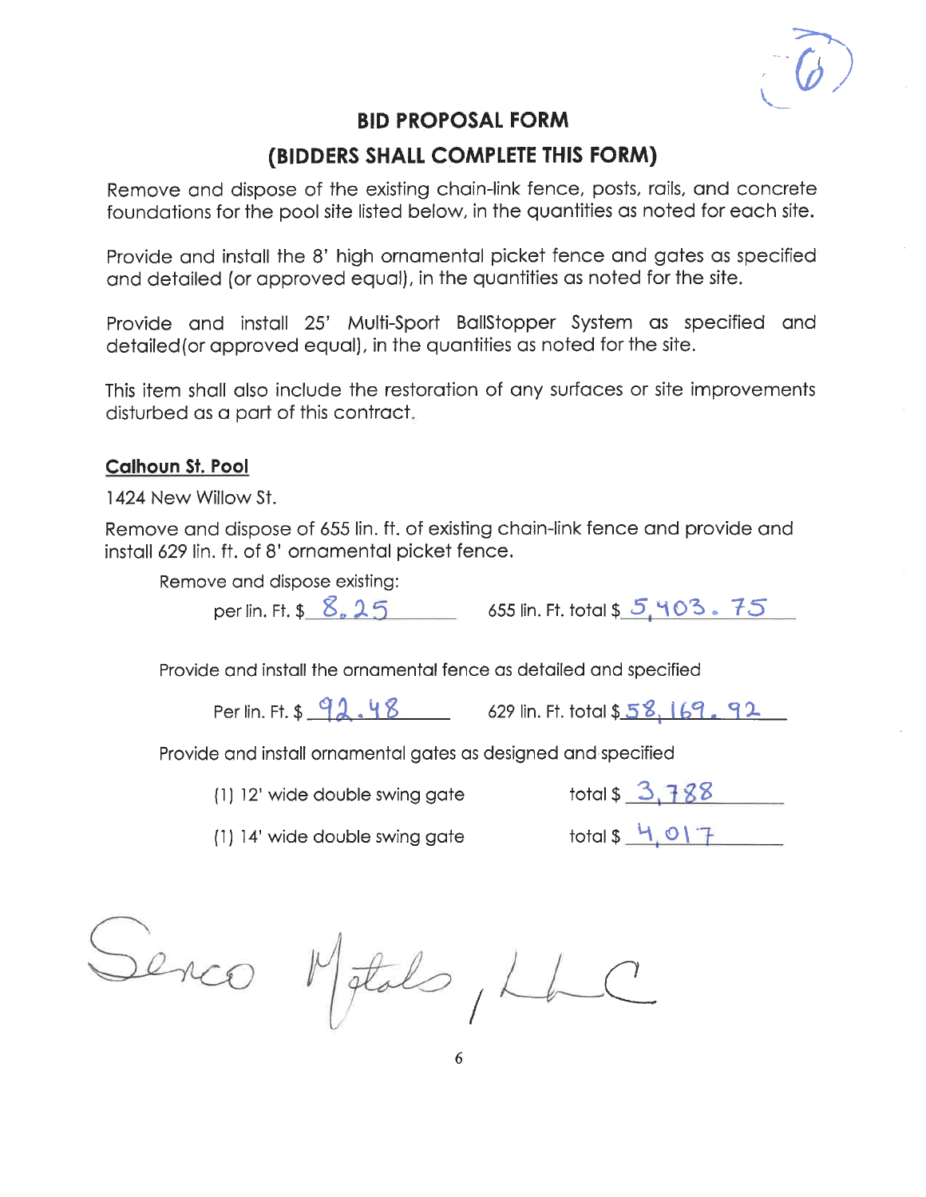# BID PROPOSAL FORM

## (BIDDERS SHALL COMPLETE THIS FORM)

Remove and dispose of the existing chain-link fence, posts, rails, and concrete foundations for the pool site listed below, in the quantities as noted for each site.

Provide and install the 8' high ornamental picket fence and gates as specified and detailed (or approved equal), in the quantities as noted for the site.

Provide and install 25' Multi-Sport BallStopper System as specified and detailed(or approved equal), in the quantities as noted for the site.

This item shall also include the restoration of any surfaces or site improvements disturbed as a part of this contract.

**Calhoun St. Pool**

1424 New Willow St.

Remove and dispose of 655 lin. ft. of existing chain-link fence and provide and install 629 lin. ft. of 8' ornamental picket fence.

Remove and dispose existing:

per lin. Ft. $ 8.25 655 lin. Ft. total $ 5,403.75

Provide and install the ornamental fence as detailed and specified

Per lin. Ft. $ 92.48 629 lin. Ft. total $ 58,169.92

Provide and install ornamental gates as designed and specified

(1) 12' wide double swing gate total $ 3,788

(1) 14' wide double swing gate total $ 4,017

Senco Metals, LLC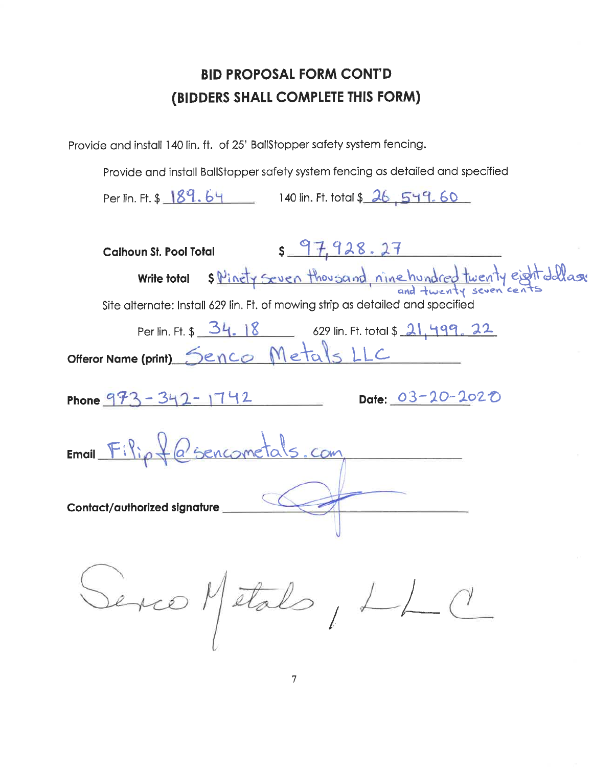## BID PROPOSAL FORM CONT'D
## (BIDDERS SHALL COMPLETE THIS FORM)

Provide and install 140 lin. ft. of 25' BallStopper safety system fencing.

Provide and install BallStopper safety system fencing as detailed and specified

Per lin. Ft. $ 189.64 140 lin. Ft. total $ 26,549.60

**Calhoun St. Pool Total** $ 97,928.27

**Write total** $ Ninety Seven thousand, nine hundred twenty eight dollars and twenty seven cents

Site alternate: Install 629 lin. Ft. of mowing strip as detailed and specified

Per lin. Ft. $ 34.18 629 lin. Ft. total $ 21,499.22

**Offeror Name (print)** Senco Metals LLC

**Phone** 973-342-1742 **Date:** 03-20-2020

**Email** Filipf@sencometals.com

**Contact/authorized signature** [signature]

Senco Metals, LLC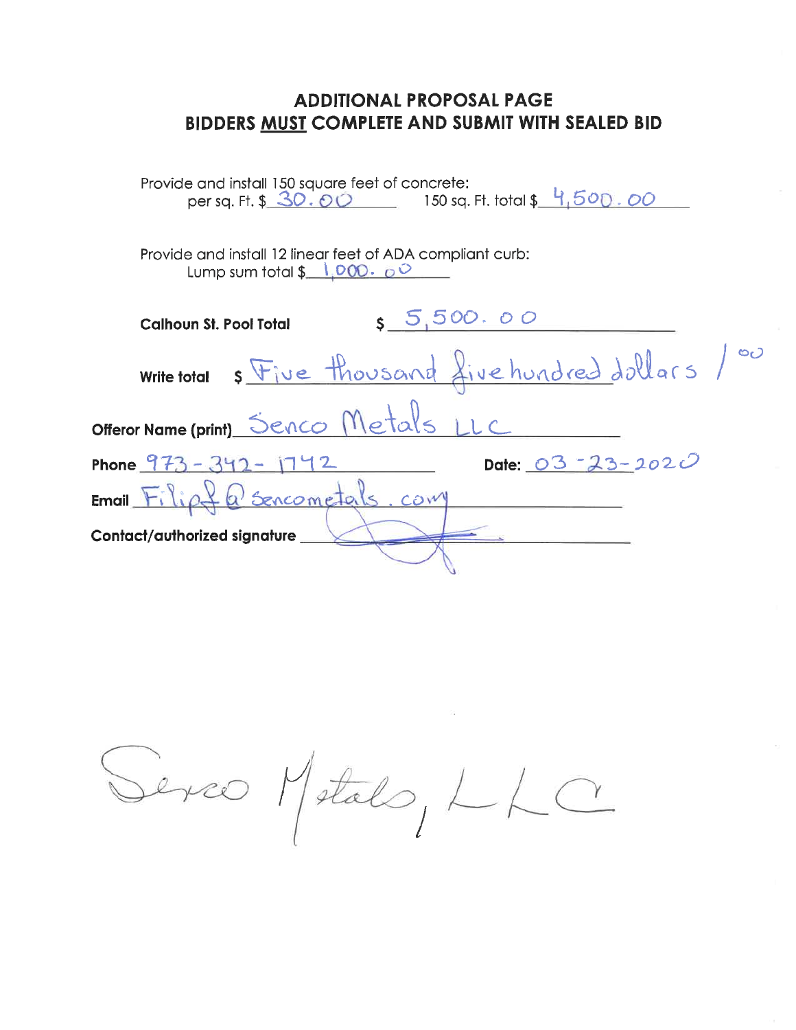# ADDITIONAL PROPOSAL PAGE
## BIDDERS MUST COMPLETE AND SUBMIT WITH SEALED BID

Provide and install 150 square feet of concrete:
per sq. Ft. $ 30.00 150 sq. Ft. total $ 4,500.00

Provide and install 12 linear feet of ADA compliant curb:
Lump sum total $ 1,000.00

**Calhoun St. Pool Total** $ 5,500.00

**Write total** $ Five thousand five hundred dollars / 00

**Offeror Name (print)** Senco Metals LLC

**Phone** 973-342-1742 **Date:** 03-23-2020

**Email** Filipf@sencometals.com

**Contact/authorized signature** [signature]

Senco Metals, LLC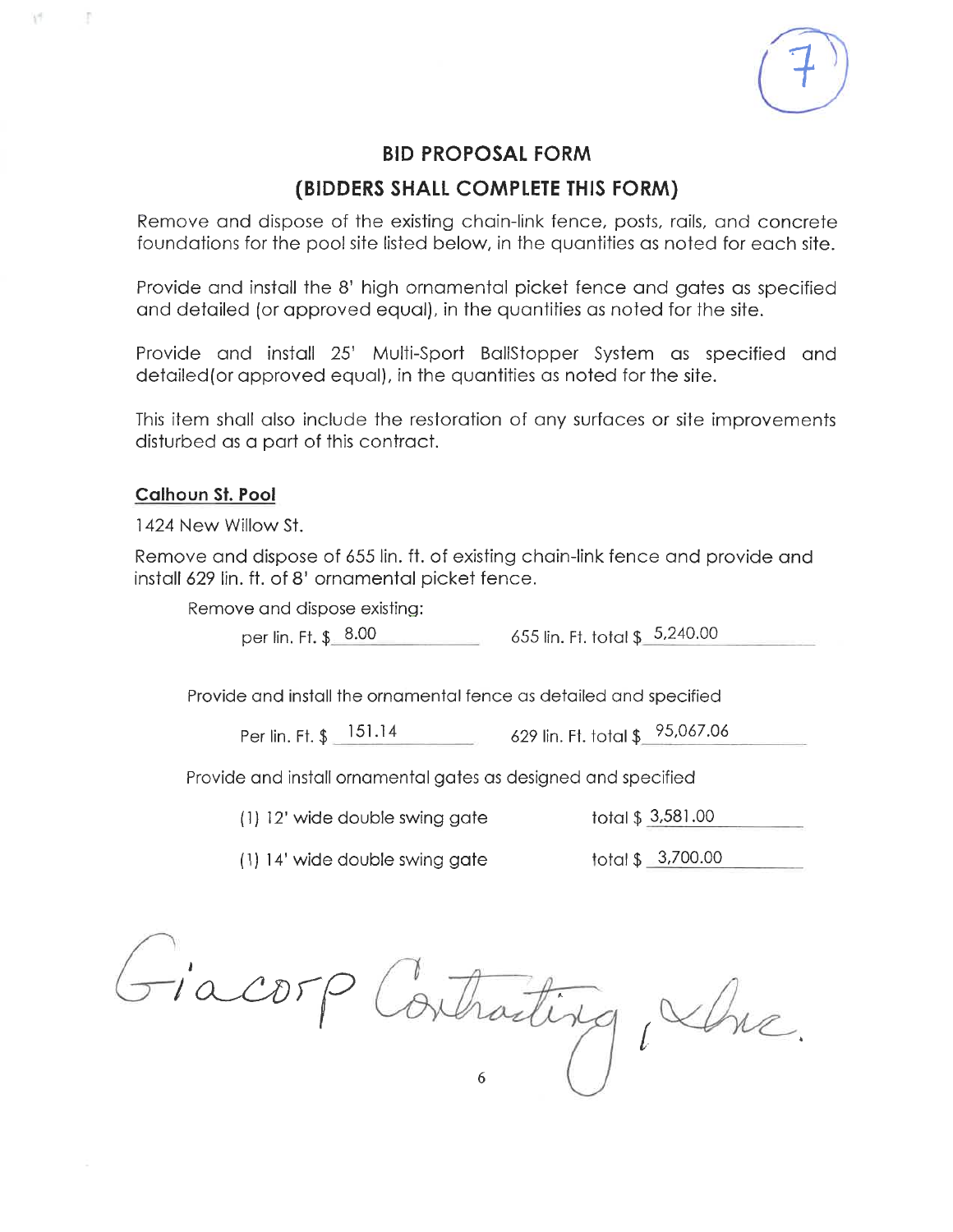## BID PROPOSAL FORM

## (BIDDERS SHALL COMPLETE THIS FORM)

Remove and dispose of the existing chain-link fence, posts, rails, and concrete foundations for the pool site listed below, in the quantities as noted for each site.

Provide and install the 8' high ornamental picket fence and gates as specified and detailed (or approved equal), in the quantities as noted for the site.

Provide and install 25' Multi-Sport BallStopper System as specified and detailed(or approved equal), in the quantities as noted for the site.

This item shall also include the restoration of any surfaces or site improvements disturbed as a part of this contract.

**Calhoun St. Pool**

1424 New Willow St.

Remove and dispose of 655 lin. ft. of existing chain-link fence and provide and install 629 lin. ft. of 8' ornamental picket fence.

Remove and dispose existing:

per lin. Ft. $ 8.00 655 lin. Ft. total $ 5,240.00

Provide and install the ornamental fence as detailed and specified

Per lin. Ft. $ 151.14 629 lin. Ft. total $ 95,067.06

Provide and install ornamental gates as designed and specified

(1) 12' wide double swing gate total $ 3,581.00

(1) 14' wide double swing gate total $ 3,700.00

Giacorp Contracting, Inc.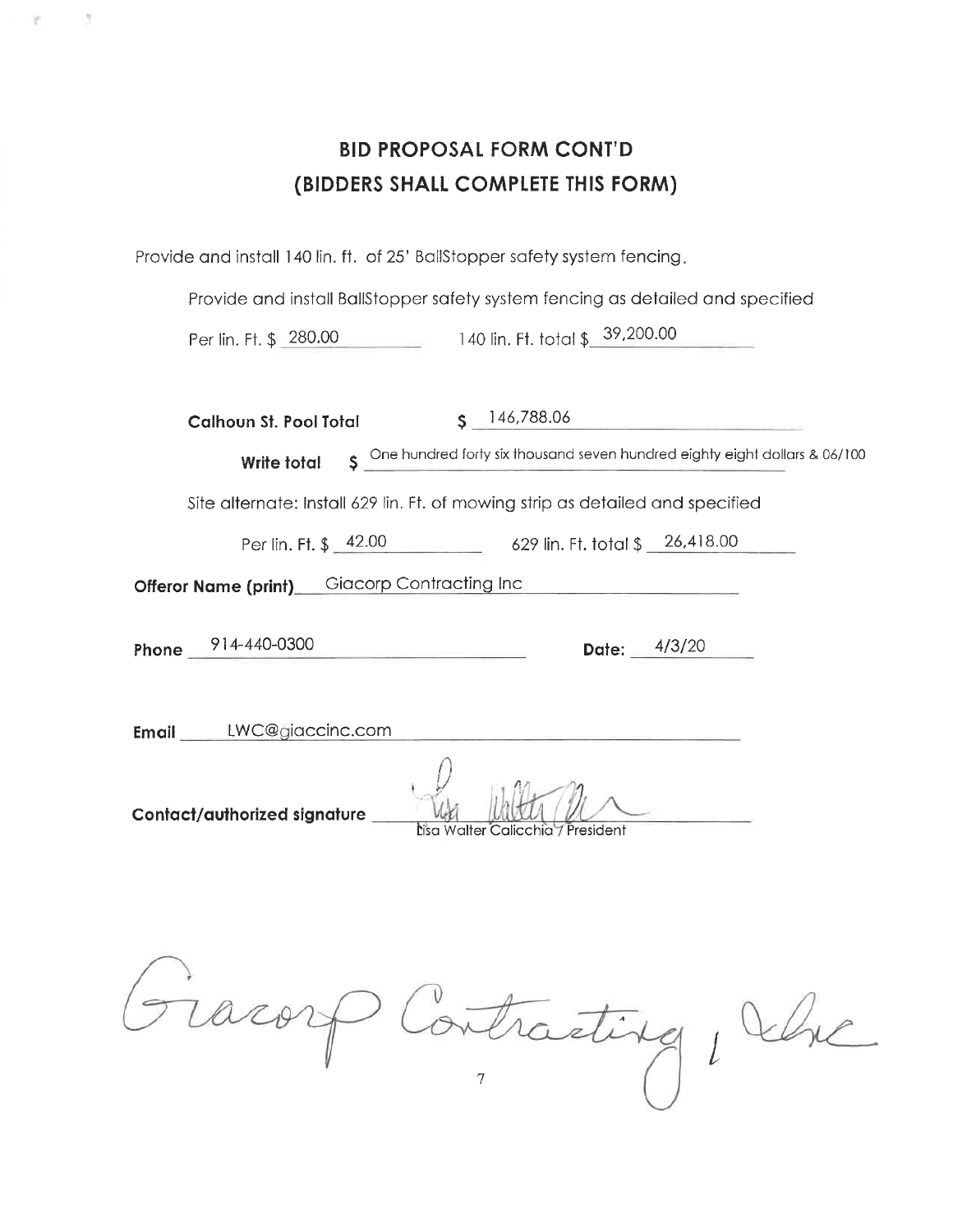## BID PROPOSAL FORM CONT'D
## (BIDDERS SHALL COMPLETE THIS FORM)

Provide and install 140 lin. ft. of 25' BallStopper safety system fencing.

Provide and install BallStopper safety system fencing as detailed and specified

Per lin. Ft. $ 280.00 140 lin. Ft. total $ 39,200.00

**Calhoun St. Pool Total** $ 146,788.06

**Write total** $ One hundred forty six thousand seven hundred eighty eight dollars & 06/100

Site alternate: Install 629 lin. Ft. of mowing strip as detailed and specified

Per lin. Ft. $ 42.00 629 lin. Ft. total $ 26,418.00

**Offeror Name (print)** Giacorp Contracting Inc

**Phone** 914-440-0300 **Date:** 4/3/20

**Email** LWC@giaccinc.com

**Contact/authorized signature** [signature] Lisa Walter Calicchia / President

Giacorp Contracting, Inc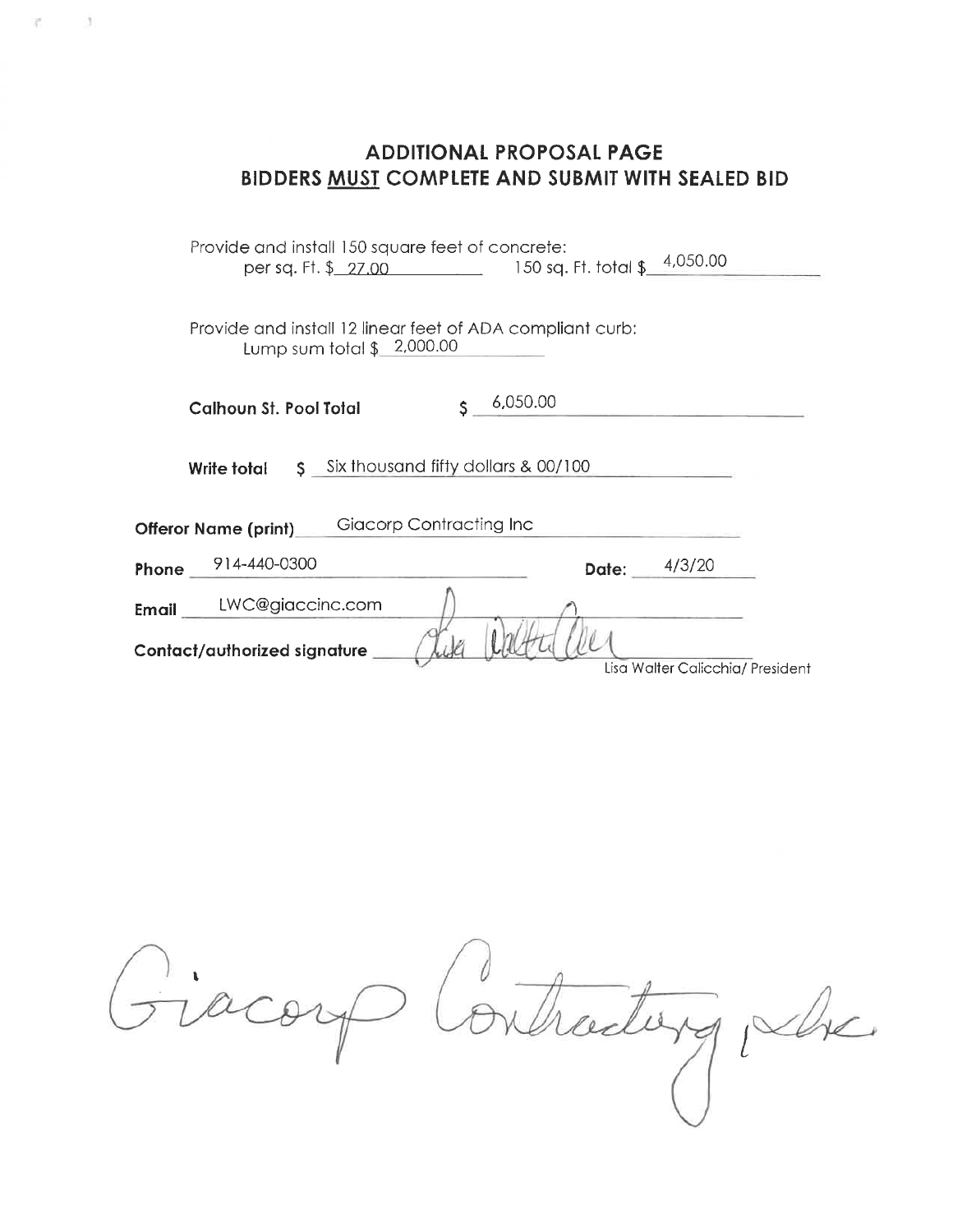## ADDITIONAL PROPOSAL PAGE
## BIDDERS MUST COMPLETE AND SUBMIT WITH SEALED BID

Provide and install 150 square feet of concrete:
per sq. Ft. $ 27.00 150 sq. Ft. total $ 4,050.00

Provide and install 12 linear feet of ADA compliant curb:
Lump sum total $ 2,000.00

**Calhoun St. Pool Total** $ 6,050.00

**Write total** $ Six thousand fifty dollars & 00/100

**Offeror Name (print)** Giacorp Contracting Inc

**Phone** 914-440-0300 **Date:** 4/3/20

**Email** LWC@giaccinc.com

**Contact/authorized signature** Lisa Walter Calicchia

Lisa Walter Calicchia/ President

Giacorp Contracting Inc.